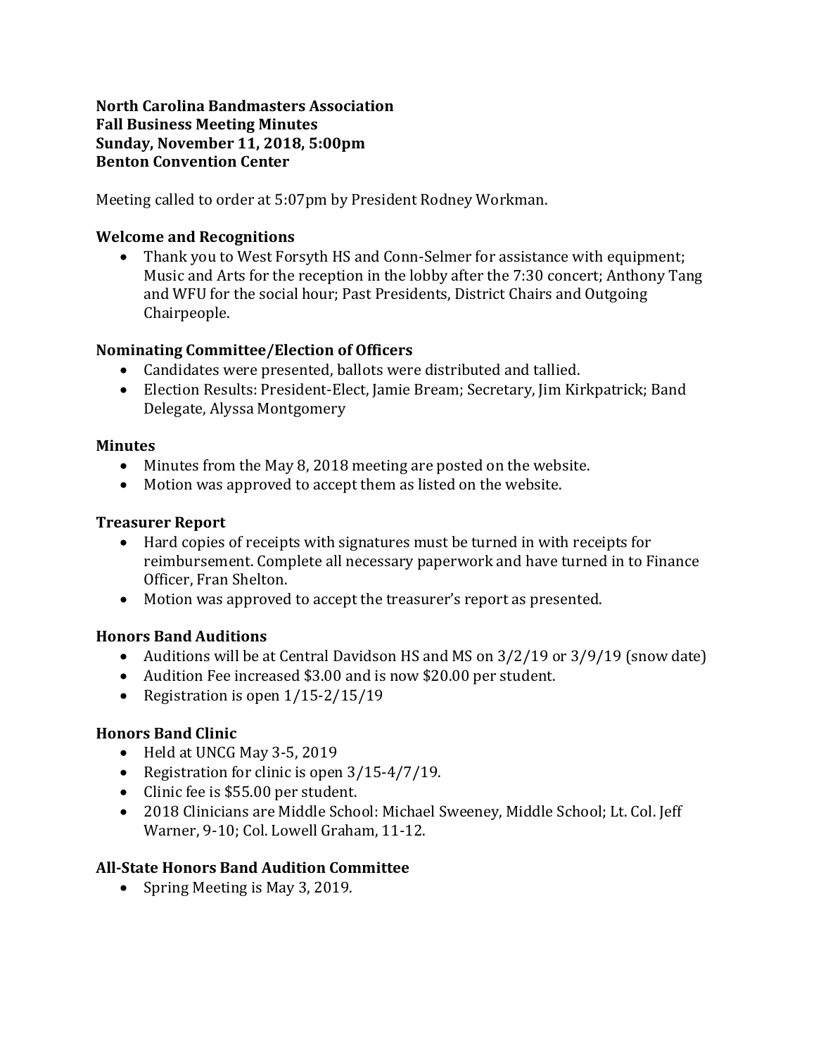**North Carolina Bandmasters Association**
**Fall Business Meeting Minutes**
**Sunday, November 11, 2018, 5:00pm**
**Benton Convention Center**

Meeting called to order at 5:07pm by President Rodney Workman.

**Welcome and Recognitions**

- Thank you to West Forsyth HS and Conn-Selmer for assistance with equipment; Music and Arts for the reception in the lobby after the 7:30 concert; Anthony Tang and WFU for the social hour; Past Presidents, District Chairs and Outgoing Chairpeople.

**Nominating Committee/Election of Officers**

- Candidates were presented, ballots were distributed and tallied.
- Election Results: President-Elect, Jamie Bream; Secretary, Jim Kirkpatrick; Band Delegate, Alyssa Montgomery

**Minutes**

- Minutes from the May 8, 2018 meeting are posted on the website.
- Motion was approved to accept them as listed on the website.

**Treasurer Report**

- Hard copies of receipts with signatures must be turned in with receipts for reimbursement. Complete all necessary paperwork and have turned in to Finance Officer, Fran Shelton.
- Motion was approved to accept the treasurer's report as presented.

**Honors Band Auditions**

- Auditions will be at Central Davidson HS and MS on 3/2/19 or 3/9/19 (snow date)
- Audition Fee increased $3.00 and is now $20.00 per student.
- Registration is open 1/15-2/15/19

**Honors Band Clinic**

- Held at UNCG May 3-5, 2019
- Registration for clinic is open 3/15-4/7/19.
- Clinic fee is $55.00 per student.
- 2018 Clinicians are Middle School: Michael Sweeney, Middle School; Lt. Col. Jeff Warner, 9-10; Col. Lowell Graham, 11-12.

**All-State Honors Band Audition Committee**

- Spring Meeting is May 3, 2019.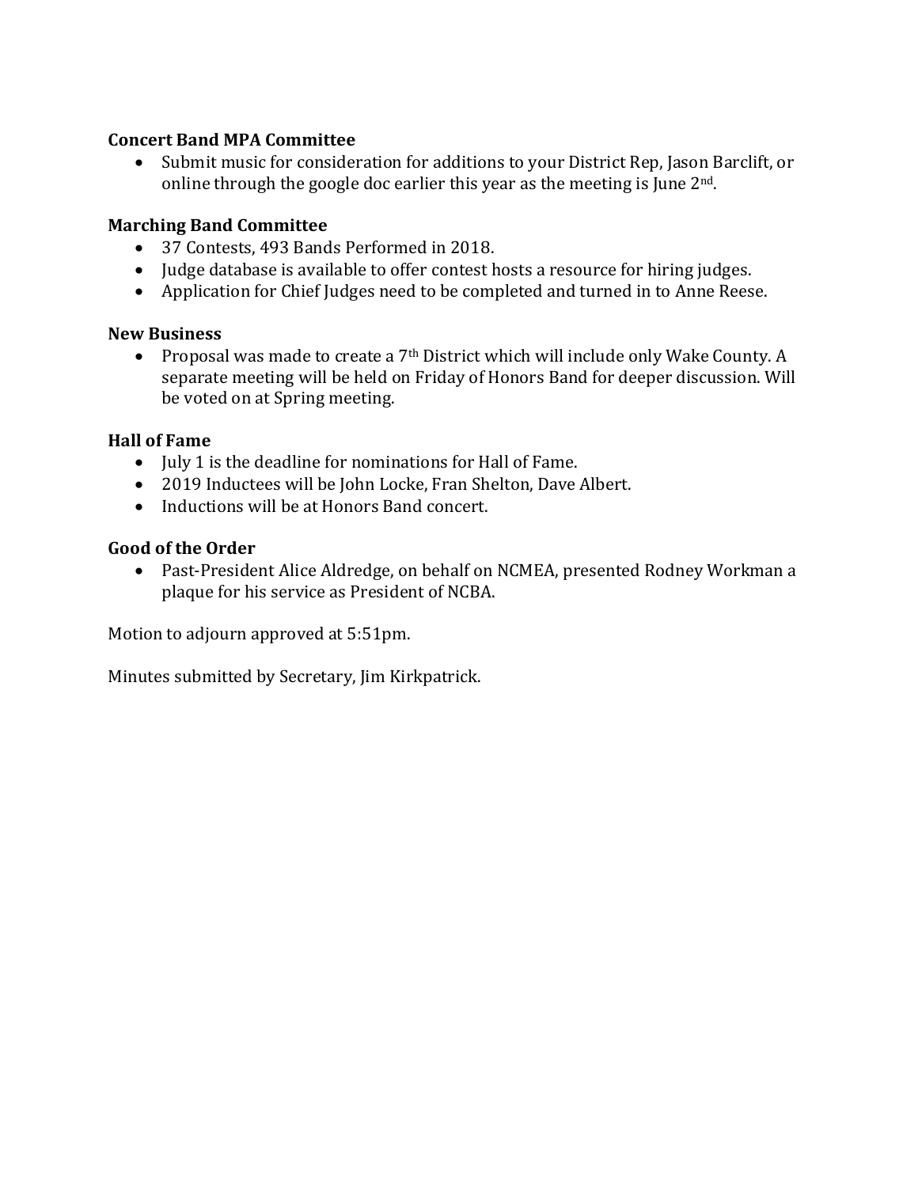**Concert Band MPA Committee**

- Submit music for consideration for additions to your District Rep, Jason Barclift, or online through the google doc earlier this year as the meeting is June 2nd.

**Marching Band Committee**

- 37 Contests, 493 Bands Performed in 2018.
- Judge database is available to offer contest hosts a resource for hiring judges.
- Application for Chief Judges need to be completed and turned in to Anne Reese.

**New Business**

- Proposal was made to create a 7th District which will include only Wake County. A separate meeting will be held on Friday of Honors Band for deeper discussion. Will be voted on at Spring meeting.

**Hall of Fame**

- July 1 is the deadline for nominations for Hall of Fame.
- 2019 Inductees will be John Locke, Fran Shelton, Dave Albert.
- Inductions will be at Honors Band concert.

**Good of the Order**

- Past-President Alice Aldredge, on behalf on NCMEA, presented Rodney Workman a plaque for his service as President of NCBA.

Motion to adjourn approved at 5:51pm.

Minutes submitted by Secretary, Jim Kirkpatrick.